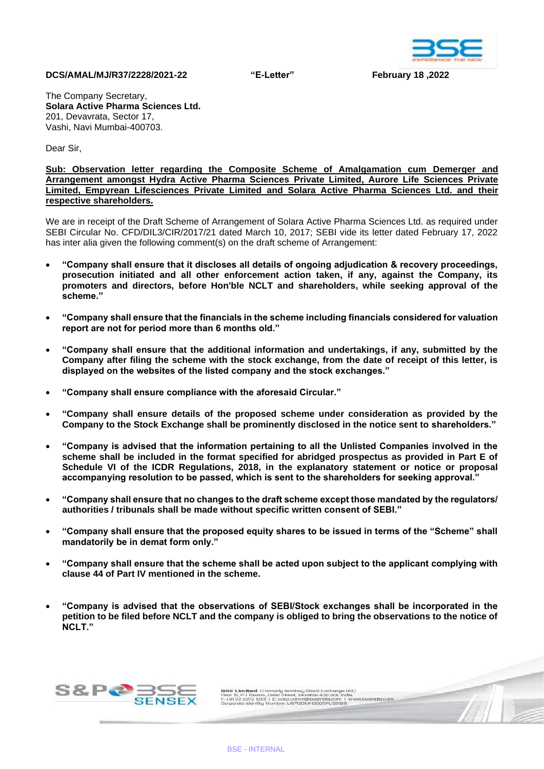**DCS/AMAL/MJ/R37/2228/2021-22** **"E-Letter"** **February 18 ,2022**

The Company Secretary,
**Solara Active Pharma Sciences Ltd.**
201, Devavrata, Sector 17,
Vashi, Navi Mumbai-400703.

Dear Sir,

**Sub: Observation letter regarding the Composite Scheme of Amalgamation cum Demerger and Arrangement amongst Hydra Active Pharma Sciences Private Limited, Aurore Life Sciences Private Limited, Empyrean Lifesciences Private Limited and Solara Active Pharma Sciences Ltd. and their respective shareholders.**

We are in receipt of the Draft Scheme of Arrangement of Solara Active Pharma Sciences Ltd. as required under SEBI Circular No. CFD/DIL3/CIR/2017/21 dated March 10, 2017; SEBI vide its letter dated February 17, 2022 has inter alia given the following comment(s) on the draft scheme of Arrangement:

- **"Company shall ensure that it discloses all details of ongoing adjudication & recovery proceedings, prosecution initiated and all other enforcement action taken, if any, against the Company, its promoters and directors, before Hon'ble NCLT and shareholders, while seeking approval of the scheme."**
- **"Company shall ensure that the financials in the scheme including financials considered for valuation report are not for period more than 6 months old."**
- **"Company shall ensure that the additional information and undertakings, if any, submitted by the Company after filing the scheme with the stock exchange, from the date of receipt of this letter, is displayed on the websites of the listed company and the stock exchanges."**
- **"Company shall ensure compliance with the aforesaid Circular."**
- **"Company shall ensure details of the proposed scheme under consideration as provided by the Company to the Stock Exchange shall be prominently disclosed in the notice sent to shareholders."**
- **"Company is advised that the information pertaining to all the Unlisted Companies involved in the scheme shall be included in the format specified for abridged prospectus as provided in Part E of Schedule VI of the ICDR Regulations, 2018, in the explanatory statement or notice or proposal accompanying resolution to be passed, which is sent to the shareholders for seeking approval."**
- **"Company shall ensure that no changes to the draft scheme except those mandated by the regulators/ authorities / tribunals shall be made without specific written consent of SEBI."**
- **"Company shall ensure that the proposed equity shares to be issued in terms of the "Scheme" shall mandatorily be in demat form only."**
- **"Company shall ensure that the scheme shall be acted upon subject to the applicant complying with clause 44 of Part IV mentioned in the scheme.**
- **"Company is advised that the observations of SEBI/Stock exchanges shall be incorporated in the petition to be filed before NCLT and the company is obliged to bring the observations to the notice of NCLT."**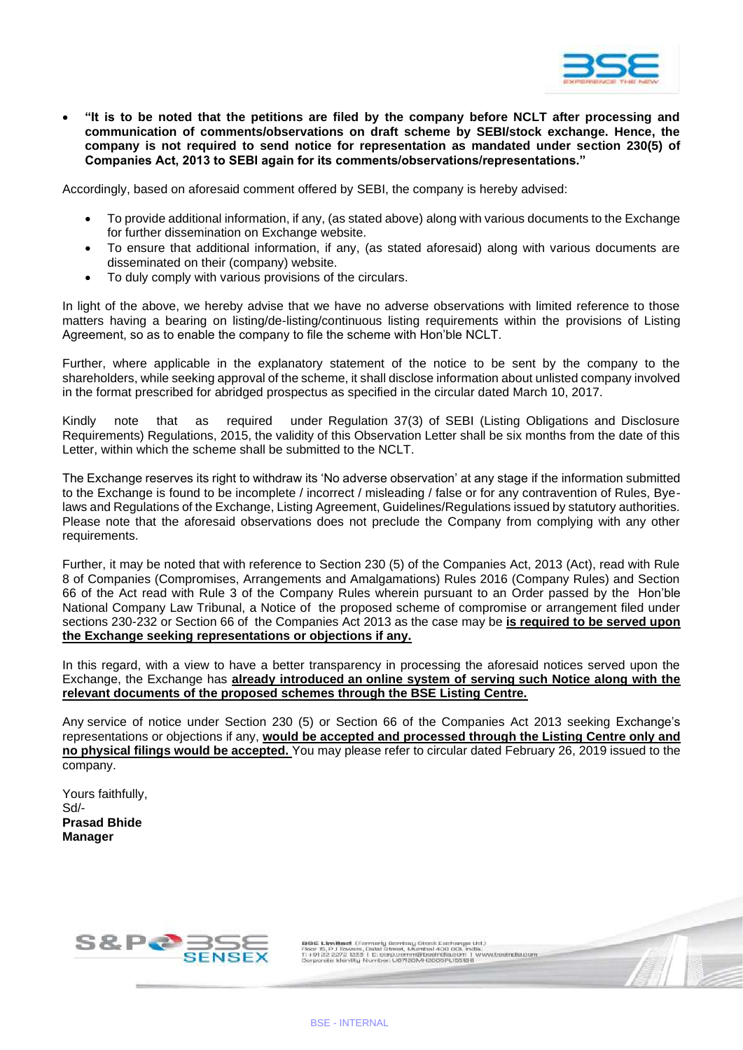- **"It is to be noted that the petitions are filed by the company before NCLT after processing and communication of comments/observations on draft scheme by SEBI/stock exchange. Hence, the company is not required to send notice for representation as mandated under section 230(5) of Companies Act, 2013 to SEBI again for its comments/observations/representations."**

Accordingly, based on aforesaid comment offered by SEBI, the company is hereby advised:

- To provide additional information, if any, (as stated above) along with various documents to the Exchange for further dissemination on Exchange website.
- To ensure that additional information, if any, (as stated aforesaid) along with various documents are disseminated on their (company) website.
- To duly comply with various provisions of the circulars.

In light of the above, we hereby advise that we have no adverse observations with limited reference to those matters having a bearing on listing/de-listing/continuous listing requirements within the provisions of Listing Agreement, so as to enable the company to file the scheme with Hon'ble NCLT.

Further, where applicable in the explanatory statement of the notice to be sent by the company to the shareholders, while seeking approval of the scheme, it shall disclose information about unlisted company involved in the format prescribed for abridged prospectus as specified in the circular dated March 10, 2017.

Kindly note that as required under Regulation 37(3) of SEBI (Listing Obligations and Disclosure Requirements) Regulations, 2015, the validity of this Observation Letter shall be six months from the date of this Letter, within which the scheme shall be submitted to the NCLT.

The Exchange reserves its right to withdraw its 'No adverse observation' at any stage if the information submitted to the Exchange is found to be incomplete / incorrect / misleading / false or for any contravention of Rules, Bye-laws and Regulations of the Exchange, Listing Agreement, Guidelines/Regulations issued by statutory authorities. Please note that the aforesaid observations does not preclude the Company from complying with any other requirements.

Further, it may be noted that with reference to Section 230 (5) of the Companies Act, 2013 (Act), read with Rule 8 of Companies (Compromises, Arrangements and Amalgamations) Rules 2016 (Company Rules) and Section 66 of the Act read with Rule 3 of the Company Rules wherein pursuant to an Order passed by the Hon'ble National Company Law Tribunal, a Notice of the proposed scheme of compromise or arrangement filed under sections 230-232 or Section 66 of the Companies Act 2013 as the case may be **is required to be served upon the Exchange seeking representations or objections if any.**

In this regard, with a view to have a better transparency in processing the aforesaid notices served upon the Exchange, the Exchange has **already introduced an online system of serving such Notice along with the relevant documents of the proposed schemes through the BSE Listing Centre.**

Any service of notice under Section 230 (5) or Section 66 of the Companies Act 2013 seeking Exchange's representations or objections if any, **would be accepted and processed through the Listing Centre only and no physical filings would be accepted.** You may please refer to circular dated February 26, 2019 issued to the company.

Yours faithfully,
Sd/-
**Prasad Bhide**
**Manager**